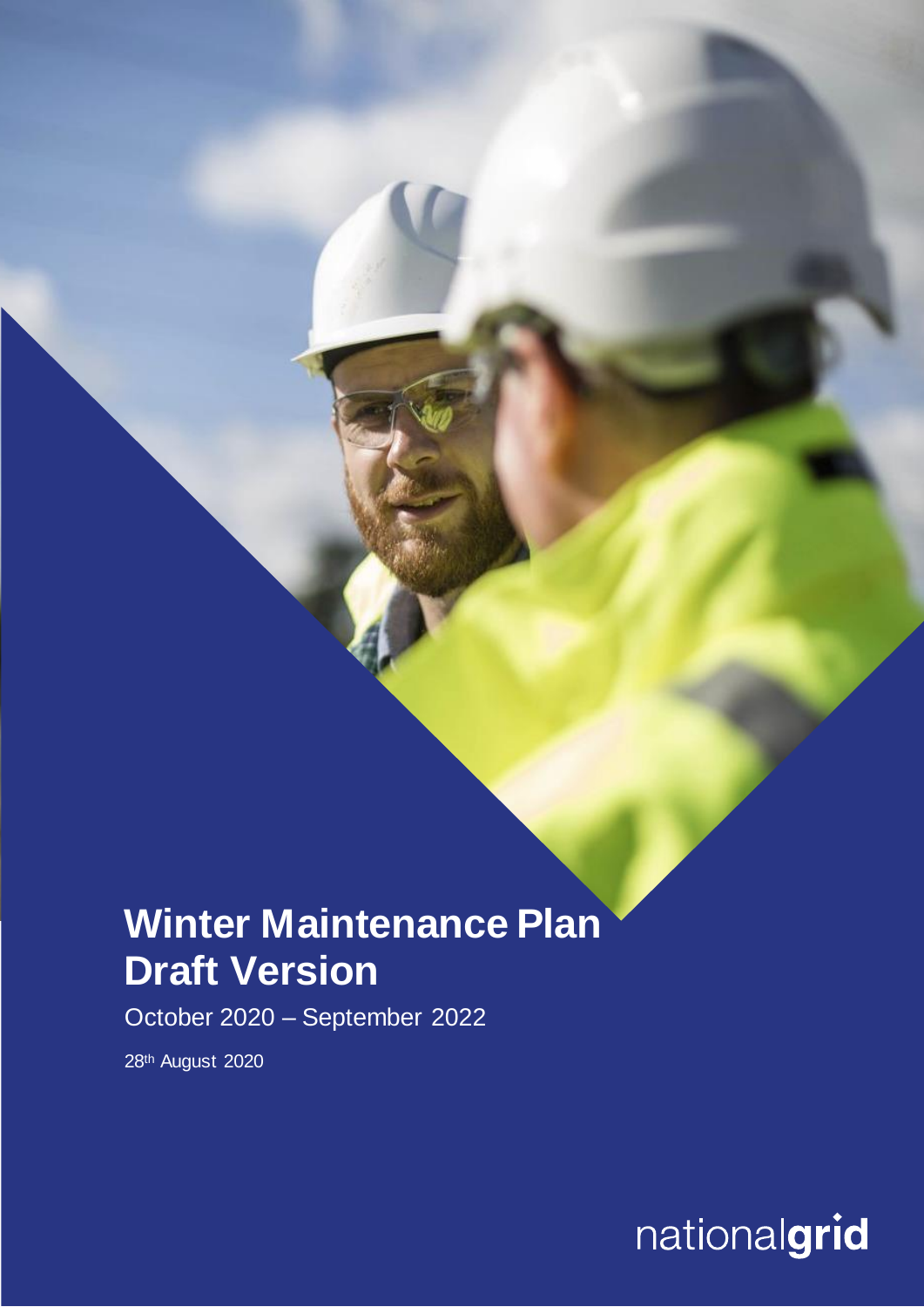# Winter Maintenance Plan Draft Version

October 2020 – September 2022

28th August 2020

nationalgrid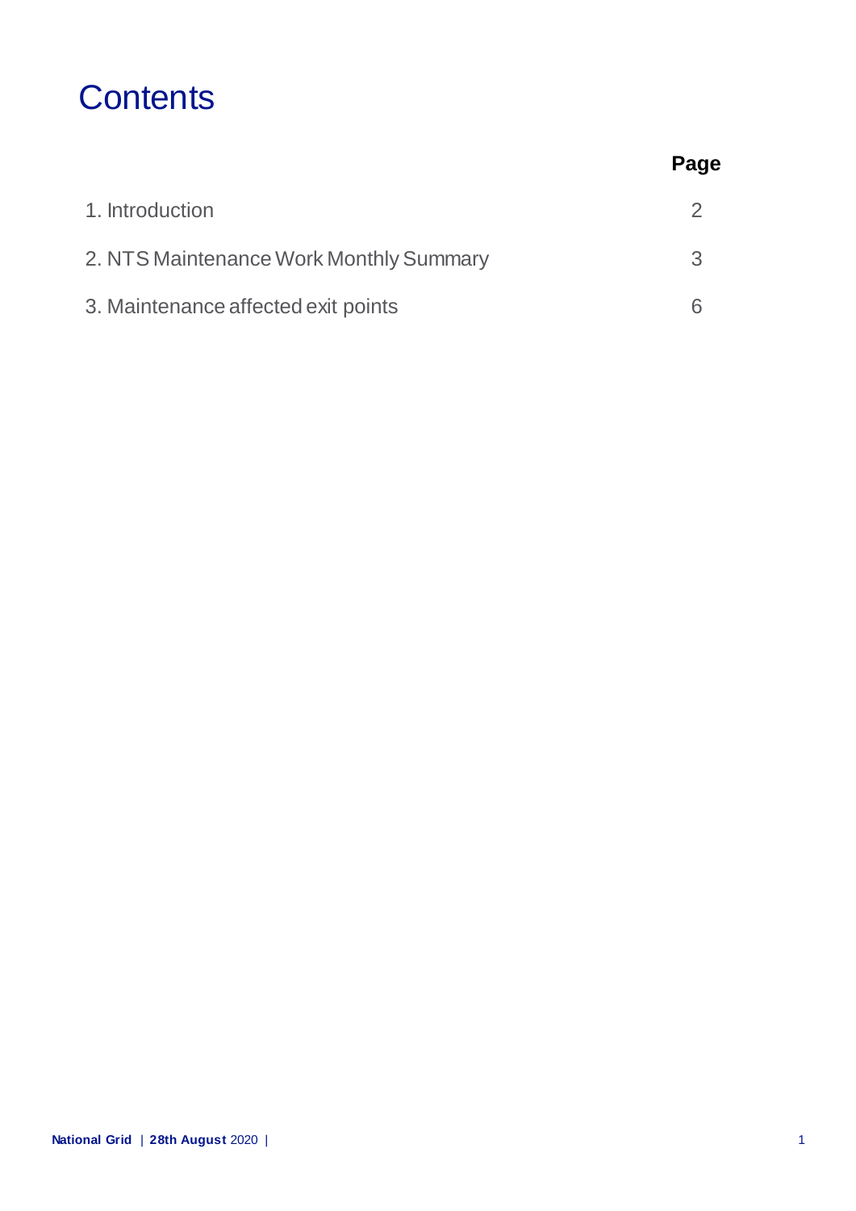# Contents

| | Page |
|---|---|
| 1. Introduction | 2 |
| 2. NTS Maintenance Work Monthly Summary | 3 |
| 3. Maintenance affected exit points | 6 |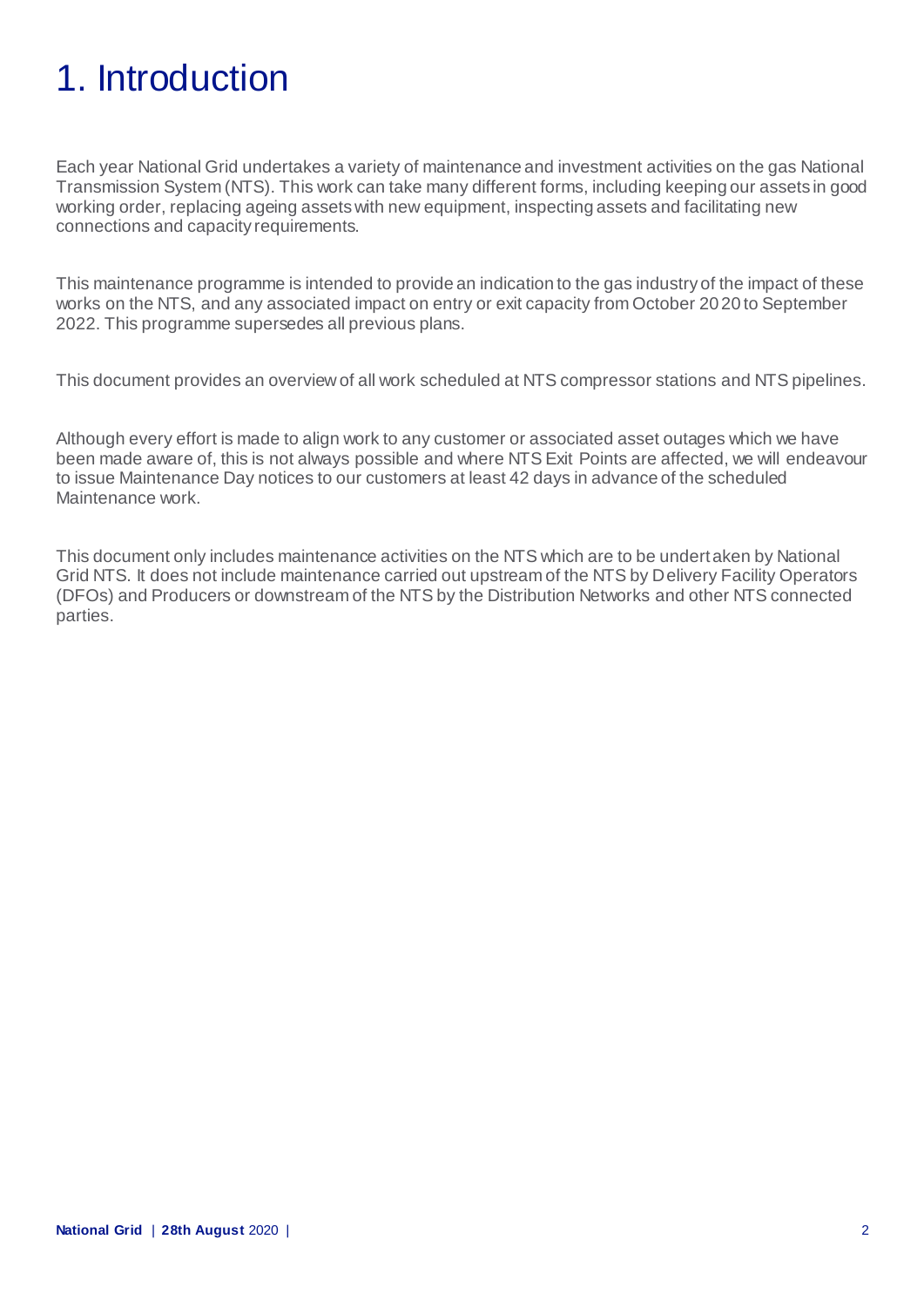# 1. Introduction

Each year National Grid undertakes a variety of maintenance and investment activities on the gas National Transmission System (NTS). This work can take many different forms, including keeping our assets in good working order, replacing ageing assets with new equipment, inspecting assets and facilitating new connections and capacity requirements.

This maintenance programme is intended to provide an indication to the gas industry of the impact of these works on the NTS, and any associated impact on entry or exit capacity from October 2020 to September 2022. This programme supersedes all previous plans.

This document provides an overview of all work scheduled at NTS compressor stations and NTS pipelines.

Although every effort is made to align work to any customer or associated asset outages which we have been made aware of, this is not always possible and where NTS Exit Points are affected, we will endeavour to issue Maintenance Day notices to our customers at least 42 days in advance of the scheduled Maintenance work.

This document only includes maintenance activities on the NTS which are to be undertaken by National Grid NTS. It does not include maintenance carried out upstream of the NTS by Delivery Facility Operators (DFOs) and Producers or downstream of the NTS by the Distribution Networks and other NTS connected parties.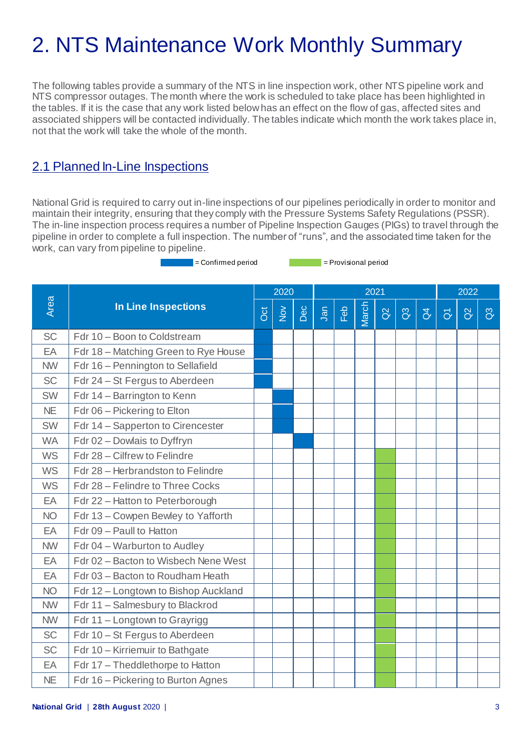# 2. NTS Maintenance Work Monthly Summary

The following tables provide a summary of the NTS in line inspection work, other NTS pipeline work and NTS compressor outages. The month where the work is scheduled to take place has been highlighted in the tables. If it is the case that any work listed below has an effect on the flow of gas, affected sites and associated shippers will be contacted individually. The tables indicate which month the work takes place in, not that the work will take the whole of the month.

## 2.1 Planned In-Line Inspections

National Grid is required to carry out in-line inspections of our pipelines periodically in order to monitor and maintain their integrity, ensuring that they comply with the Pressure Systems Safety Regulations (PSSR). The in-line inspection process requires a number of Pipeline Inspection Gauges (PIGs) to travel through the pipeline in order to complete a full inspection. The number of "runs", and the associated time taken for the work, can vary from pipeline to pipeline.

■ = Confirmed period ■ = Provisional period

| Area | In Line Inspections | 2020 | | | 2021 | | | | | | 2022 | | |
|---|---|---|---|---|---|---|---|---|---|---|---|---|---|
| | | Oct | Nov | Dec | Jan | Feb | March | Q2 | Q3 | Q4 | Q1 | Q2 | Q3 |
| SC | Fdr 10 – Boon to Coldstream | Confirmed | | | | | | | | | | | |
| EA | Fdr 18 – Matching Green to Rye House | Confirmed | | | | | | | | | | | |
| NW | Fdr 16 – Pennington to Sellafield | Confirmed | | | | | | | | | | | |
| SC | Fdr 24 – St Fergus to Aberdeen | Confirmed | | | | | | | | | | | |
| SW | Fdr 14 – Barrington to Kenn | | Confirmed | | | | | | | | | | |
| NE | Fdr 06 – Pickering to Elton | | Confirmed | | | | | | | | | | |
| SW | Fdr 14 – Sapperton to Cirencester | | Confirmed | | | | | | | | | | |
| WA | Fdr 02 – Dowlais to Dyffryn | | | Confirmed | | | | | | | | | |
| WS | Fdr 28 – Cilfrew to Felindre | | | | | | | Provisional | | | | | |
| WS | Fdr 28 – Herbrandston to Felindre | | | | | | | Provisional | | | | | |
| WS | Fdr 28 – Felindre to Three Cocks | | | | | | | Provisional | | | | | |
| EA | Fdr 22 – Hatton to Peterborough | | | | | | | Provisional | | | | | |
| NO | Fdr 13 – Cowpen Bewley to Yafforth | | | | | | | Provisional | | | | | |
| EA | Fdr 09 – Paull to Hatton | | | | | | | Provisional | | | | | |
| NW | Fdr 04 – Warburton to Audley | | | | | | | Provisional | | | | | |
| EA | Fdr 02 – Bacton to Wisbech Nene West | | | | | | | Provisional | | | | | |
| EA | Fdr 03 – Bacton to Roudham Heath | | | | | | | Provisional | | | | | |
| NO | Fdr 12 – Longtown to Bishop Auckland | | | | | | | Provisional | | | | | |
| NW | Fdr 11 – Salmesbury to Blackrod | | | | | | | Provisional | | | | | |
| NW | Fdr 11 – Longtown to Grayrigg | | | | | | | Provisional | | | | | |
| SC | Fdr 10 – St Fergus to Aberdeen | | | | | | | Provisional | | | | | |
| SC | Fdr 10 – Kirriemuir to Bathgate | | | | | | | Provisional | | | | | |
| EA | Fdr 17 – Theddlethorpe to Hatton | | | | | | | Provisional | | | | | |
| NE | Fdr 16 – Pickering to Burton Agnes | | | | | | | Provisional | | | | | |

National Grid | 28th August 2020 |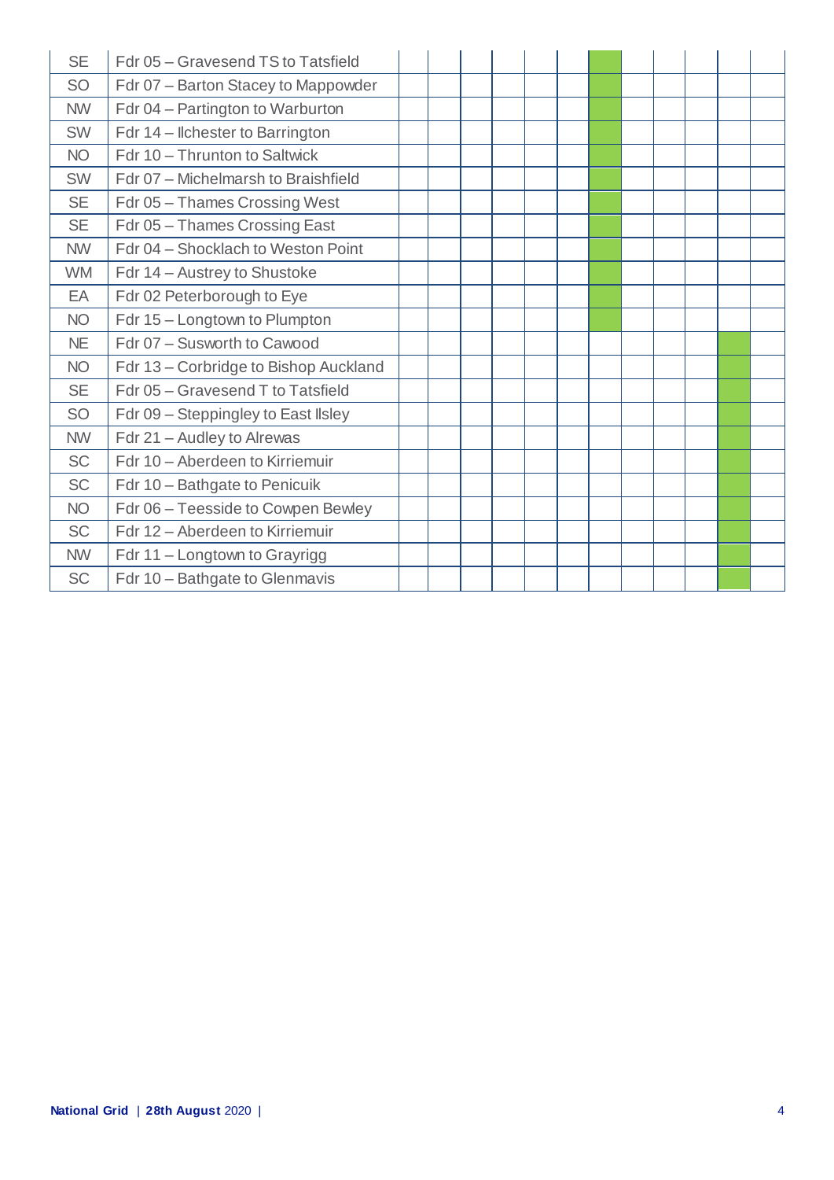| | | | | | | | | | | | | | |
|---|---|---|---|---|---|---|---|---|---|---|---|---|---|
| SE | Fdr 05 – Gravesend TS to Tatsfield | | | | | | | | | | | | |
| SO | Fdr 07 – Barton Stacey to Mappowder | | | | | | | | | | | | |
| NW | Fdr 04 – Partington to Warburton | | | | | | | | | | | | |
| SW | Fdr 14 – Ilchester to Barrington | | | | | | | | | | | | |
| NO | Fdr 10 – Thrunton to Saltwick | | | | | | | | | | | | |
| SW | Fdr 07 – Michelmarsh to Braishfield | | | | | | | | | | | | |
| SE | Fdr 05 – Thames Crossing West | | | | | | | | | | | | |
| SE | Fdr 05 – Thames Crossing East | | | | | | | | | | | | |
| NW | Fdr 04 – Shocklach to Weston Point | | | | | | | | | | | | |
| WM | Fdr 14 – Austrey to Shustoke | | | | | | | | | | | | |
| EA | Fdr 02 Peterborough to Eye | | | | | | | | | | | | |
| NO | Fdr 15 – Longtown to Plumpton | | | | | | | | | | | | |
| NE | Fdr 07 – Susworth to Cawood | | | | | | | | | | | | |
| NO | Fdr 13 – Corbridge to Bishop Auckland | | | | | | | | | | | | |
| SE | Fdr 05 – Gravesend T to Tatsfield | | | | | | | | | | | | |
| SO | Fdr 09 – Steppingley to East Ilsley | | | | | | | | | | | | |
| NW | Fdr 21 – Audley to Alrewas | | | | | | | | | | | | |
| SC | Fdr 10 – Aberdeen to Kirriemuir | | | | | | | | | | | | |
| SC | Fdr 10 – Bathgate to Penicuik | | | | | | | | | | | | |
| NO | Fdr 06 – Teesside to Cowpen Bewley | | | | | | | | | | | | |
| SC | Fdr 12 – Aberdeen to Kirriemuir | | | | | | | | | | | | |
| NW | Fdr 11 – Longtown to Grayrigg | | | | | | | | | | | | |
| SC | Fdr 10 – Bathgate to Glenmavis | | | | | | | | | | | | |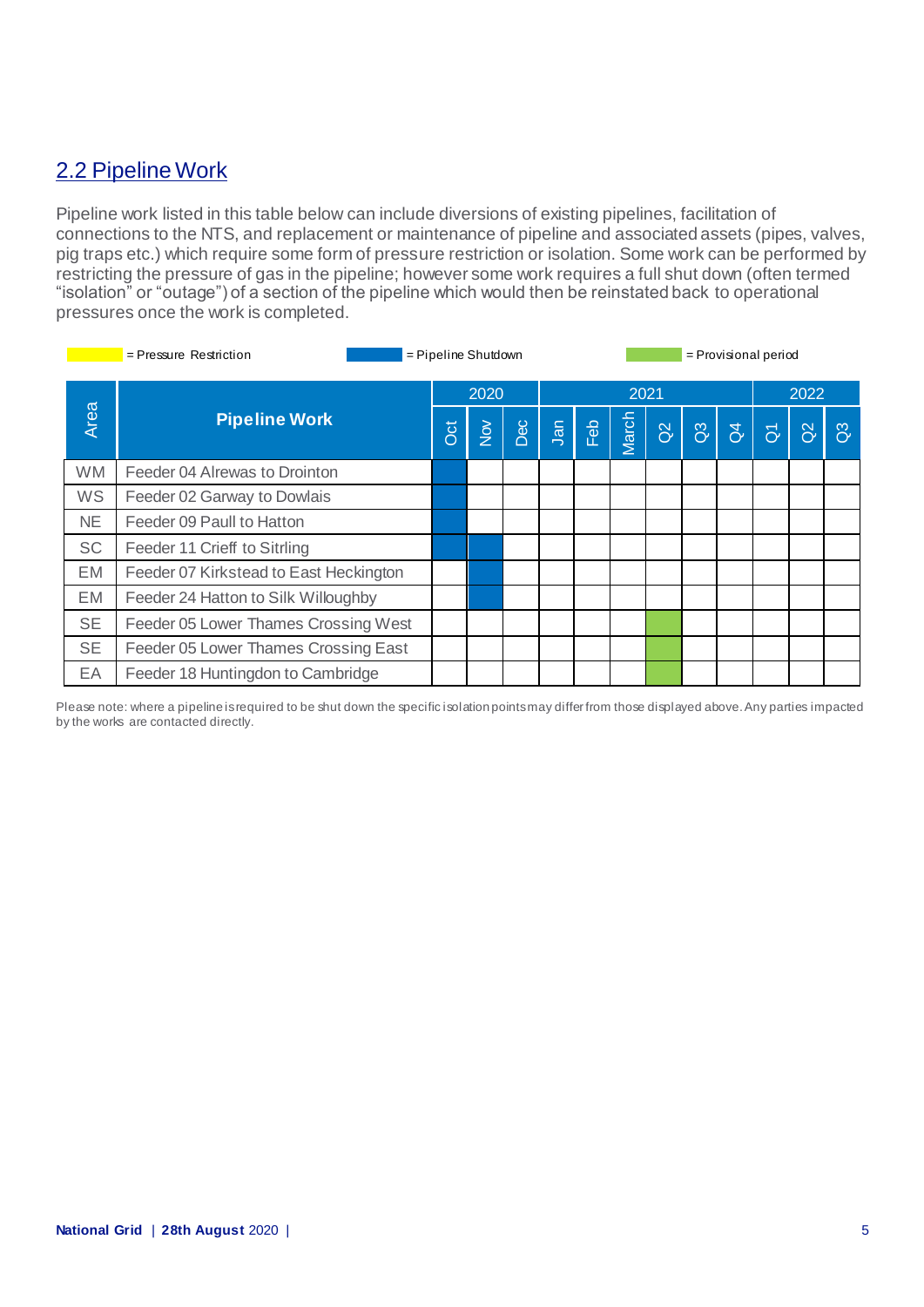## 2.2 Pipeline Work

Pipeline work listed in this table below can include diversions of existing pipelines, facilitation of connections to the NTS, and replacement or maintenance of pipeline and associated assets (pipes, valves, pig traps etc.) which require some form of pressure restriction or isolation. Some work can be performed by restricting the pressure of gas in the pipeline; however some work requires a full shut down (often termed "isolation" or "outage") of a section of the pipeline which would then be reinstated back to operational pressures once the work is completed.

Legend: Yellow = Pressure Restriction | Blue = Pipeline Shutdown | Green = Provisional period

| Area | Pipeline Work | 2020 | | | 2021 | | | | | | 2022 | | |
|---|---|---|---|---|---|---|---|---|---|---|---|---|---|
| | | Oct | Nov | Dec | Jan | Feb | March | Q2 | Q3 | Q4 | Q1 | Q2 | Q3 |
| WM | Feeder 04 Alrewas to Drointon | Pipeline Shutdown | | | | | | | | | | | |
| WS | Feeder 02 Garway to Dowlais | Pipeline Shutdown | | | | | | | | | | | |
| NE | Feeder 09 Paull to Hatton | Pipeline Shutdown | | | | | | | | | | | |
| SC | Feeder 11 Crieff to Sitrling | Pipeline Shutdown | Pipeline Shutdown | | | | | | | | | | |
| EM | Feeder 07 Kirkstead to East Heckington | | Pipeline Shutdown | | | | | | | | | | |
| EM | Feeder 24 Hatton to Silk Willoughby | | Pipeline Shutdown | | | | | | | | | | |
| SE | Feeder 05 Lower Thames Crossing West | | | | | | | Provisional period | | | | | |
| SE | Feeder 05 Lower Thames Crossing East | | | | | | | Provisional period | | | | | |
| EA | Feeder 18 Huntingdon to Cambridge | | | | | | | Provisional period | | | | | |

Please note: where a pipeline is required to be shut down the specific isolation points may differ from those displayed above. Any parties impacted by the works are contacted directly.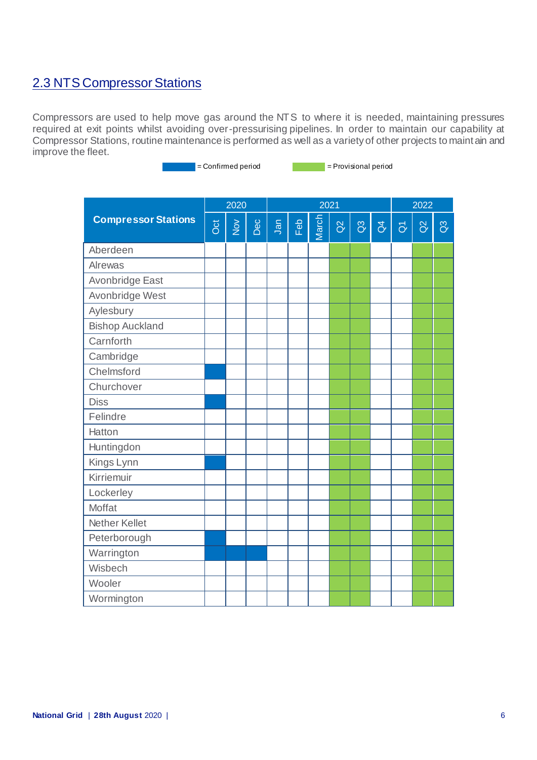## 2.3 NTS Compressor Stations

Compressors are used to help move gas around the NTS to where it is needed, maintaining pressures required at exit points whilst avoiding over-pressurising pipelines. In order to maintain our capability at Compressor Stations, routine maintenance is performed as well as a variety of other projects to maintain and improve the fleet.

■ = Confirmed period ■ = Provisional period

| Compressor Stations | 2020 | | | 2021 | | | | | | 2022 | | |
|---|---|---|---|---|---|---|---|---|---|---|---|---|
| | Oct | Nov | Dec | Jan | Feb | March | Q2 | Q3 | Q4 | Q1 | Q2 | Q3 |
| Aberdeen | | | | | | | Provisional | Provisional | | | Provisional | Provisional |
| Alrewas | | | | | | | Provisional | Provisional | | | Provisional | Provisional |
| Avonbridge East | | | | | | | Provisional | Provisional | | | Provisional | Provisional |
| Avonbridge West | | | | | | | Provisional | Provisional | | | Provisional | Provisional |
| Aylesbury | | | | | | | Provisional | Provisional | | | Provisional | Provisional |
| Bishop Auckland | | | | | | | Provisional | Provisional | | | Provisional | Provisional |
| Carnforth | | | | | | | Provisional | Provisional | | | Provisional | Provisional |
| Cambridge | | | | | | | Provisional | Provisional | | | Provisional | Provisional |
| Chelmsford | Confirmed | | | | | | Provisional | Provisional | | | Provisional | Provisional |
| Churchover | | | | | | | Provisional | Provisional | | | Provisional | Provisional |
| Diss | Confirmed | | | | | | Provisional | Provisional | | | Provisional | Provisional |
| Felindre | | | | | | | Provisional | Provisional | | | Provisional | Provisional |
| Hatton | | | | | | | Provisional | Provisional | | | Provisional | Provisional |
| Huntingdon | | | | | | | Provisional | Provisional | | | Provisional | Provisional |
| Kings Lynn | Confirmed | | | | | | Provisional | Provisional | | | Provisional | Provisional |
| Kirriemuir | | | | | | | Provisional | Provisional | | | Provisional | Provisional |
| Lockerley | | | | | | | Provisional | Provisional | | | Provisional | Provisional |
| Moffat | | | | | | | Provisional | Provisional | | | Provisional | Provisional |
| Nether Kellet | | | | | | | Provisional | Provisional | | | Provisional | Provisional |
| Peterborough | Confirmed | | | | | | Provisional | Provisional | | | Provisional | Provisional |
| Warrington | Confirmed | Confirmed | Confirmed | | | | Provisional | Provisional | | | Provisional | Provisional |
| Wisbech | | | | | | | Provisional | Provisional | | | Provisional | Provisional |
| Wooler | | | | | | | Provisional | Provisional | | | Provisional | Provisional |
| Wormington | | | | | | | Provisional | Provisional | | | Provisional | Provisional |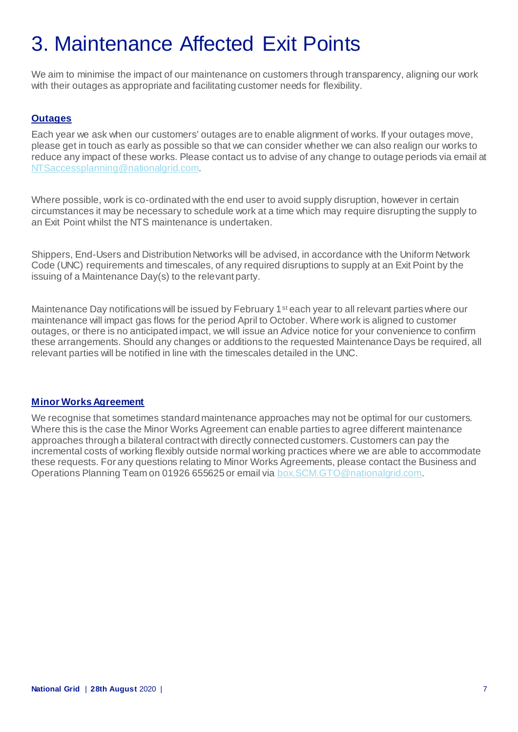# 3. Maintenance Affected Exit Points

We aim to minimise the impact of our maintenance on customers through transparency, aligning our work with their outages as appropriate and facilitating customer needs for flexibility.

### Outages

Each year we ask when our customers' outages are to enable alignment of works. If your outages move, please get in touch as early as possible so that we can consider whether we can also realign our works to reduce any impact of these works. Please contact us to advise of any change to outage periods via email at NTSaccessplanning@nationalgrid.com.

Where possible, work is co-ordinated with the end user to avoid supply disruption, however in certain circumstances it may be necessary to schedule work at a time which may require disrupting the supply to an Exit Point whilst the NTS maintenance is undertaken.

Shippers, End-Users and Distribution Networks will be advised, in accordance with the Uniform Network Code (UNC) requirements and timescales, of any required disruptions to supply at an Exit Point by the issuing of a Maintenance Day(s) to the relevant party.

Maintenance Day notifications will be issued by February 1st each year to all relevant parties where our maintenance will impact gas flows for the period April to October. Where work is aligned to customer outages, or there is no anticipated impact, we will issue an Advice notice for your convenience to confirm these arrangements. Should any changes or additions to the requested Maintenance Days be required, all relevant parties will be notified in line with the timescales detailed in the UNC.

### Minor Works Agreement

We recognise that sometimes standard maintenance approaches may not be optimal for our customers. Where this is the case the Minor Works Agreement can enable parties to agree different maintenance approaches through a bilateral contract with directly connected customers. Customers can pay the incremental costs of working flexibly outside normal working practices where we are able to accommodate these requests. For any questions relating to Minor Works Agreements, please contact the Business and Operations Planning Team on 01926 655625 or email via box.SCM.GTO@nationalgrid.com.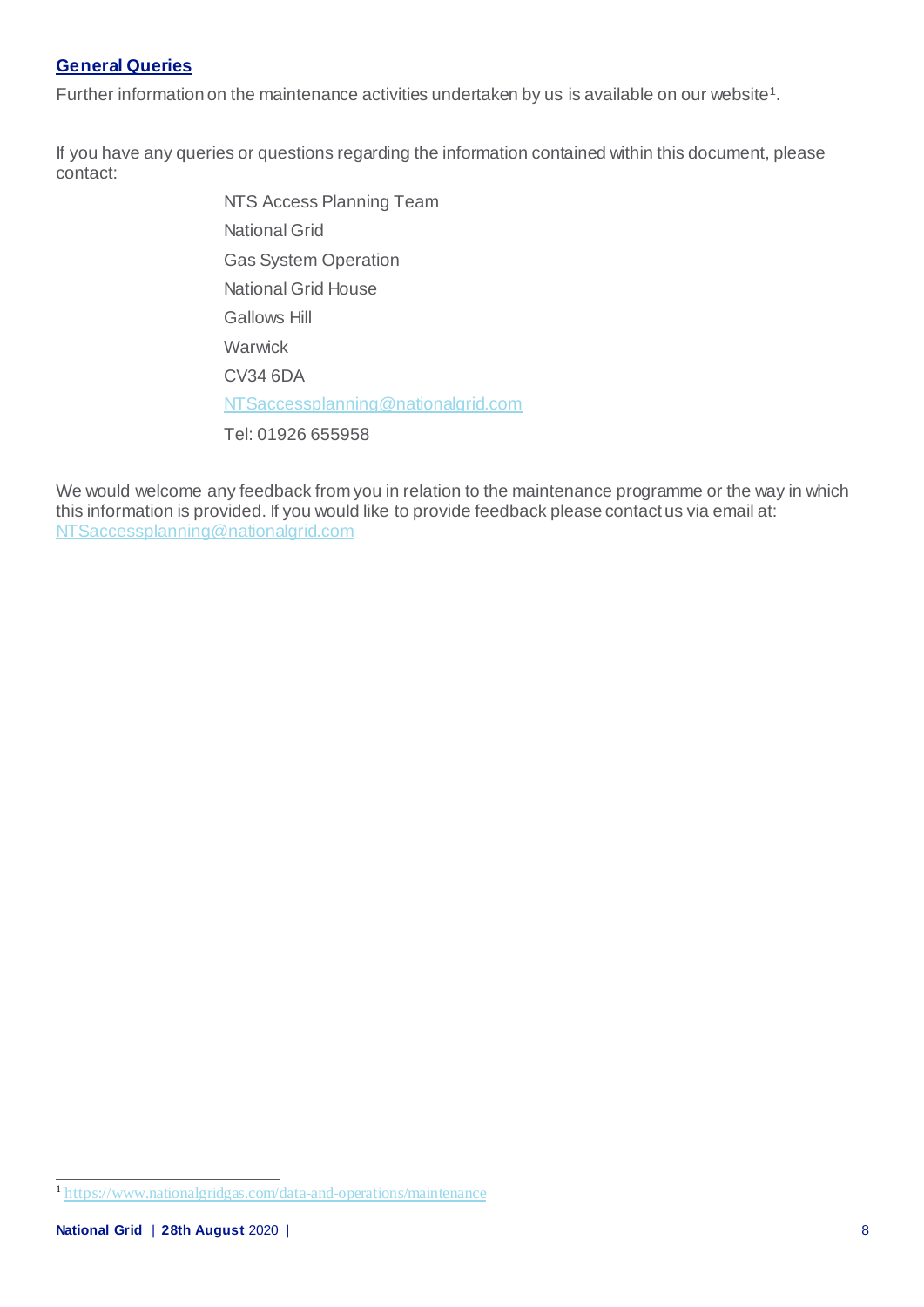## General Queries

Further information on the maintenance activities undertaken by us is available on our website[1].

If you have any queries or questions regarding the information contained within this document, please contact:

NTS Access Planning Team
National Grid
Gas System Operation
National Grid House
Gallows Hill
Warwick
CV34 6DA
NTSaccessplanning@nationalgrid.com
Tel: 01926 655958

We would welcome any feedback from you in relation to the maintenance programme or the way in which this information is provided. If you would like to provide feedback please contact us via email at: NTSaccessplanning@nationalgrid.com

[1] https://www.nationalgridgas.com/data-and-operations/maintenance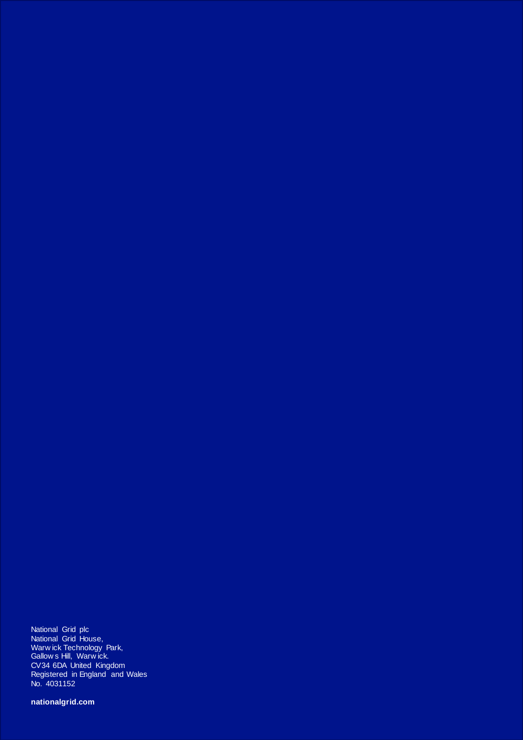National Grid plc
National Grid House,
Warwick Technology Park,
Gallows Hill, Warwick.
CV34 6DA United Kingdom
Registered in England and Wales
No. 4031152

**nationalgrid.com**